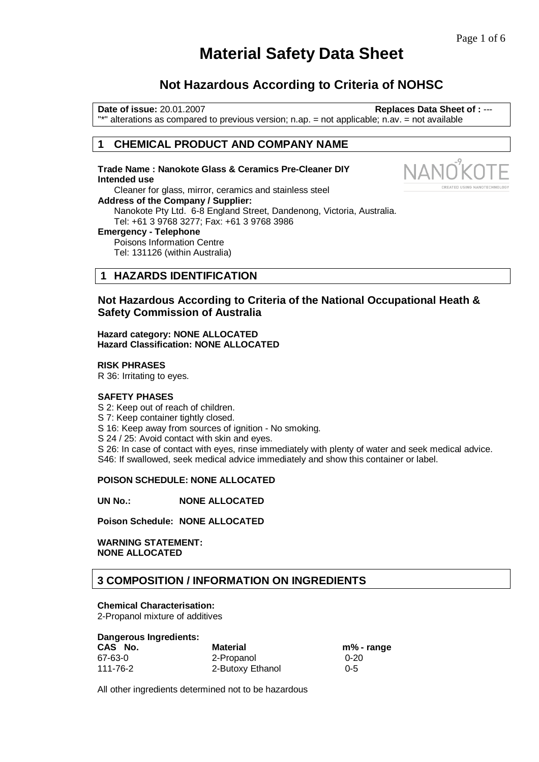# Material Safety Data Sheet

## Not Hazardous According to Criteria of NOHSC

**Date of issue:** 20.01.2007 **Replaces Data Sheet of :** ---
"*" alterations as compared to previous version; n.ap. = not applicable; n.av. = not available

## 1 CHEMICAL PRODUCT AND COMPANY NAME

**Trade Name : Nanokote Glass & Ceramics Pre-Cleaner DIY**

**Intended use**
Cleaner for glass, mirror, ceramics and stainless steel

**Address of the Company / Supplier:**
Nanokote Pty Ltd. 6-8 England Street, Dandenong, Victoria, Australia.
Tel: +61 3 9768 3277; Fax: +61 3 9768 3986

**Emergency - Telephone**
Poisons Information Centre
Tel: 131126 (within Australia)

## 1 HAZARDS IDENTIFICATION

### Not Hazardous According to Criteria of the National Occupational Heath & Safety Commission of Australia

**Hazard category: NONE ALLOCATED**
**Hazard Classification: NONE ALLOCATED**

**RISK PHRASES**
R 36: Irritating to eyes.

**SAFETY PHASES**
S 2: Keep out of reach of children.
S 7: Keep container tightly closed.
S 16: Keep away from sources of ignition - No smoking.
S 24 / 25: Avoid contact with skin and eyes.
S 26: In case of contact with eyes, rinse immediately with plenty of water and seek medical advice.
S46: If swallowed, seek medical advice immediately and show this container or label.

**POISON SCHEDULE: NONE ALLOCATED**

**UN No.: NONE ALLOCATED**

**Poison Schedule: NONE ALLOCATED**

**WARNING STATEMENT:**
**NONE ALLOCATED**

## 3 COMPOSITION / INFORMATION ON INGREDIENTS

**Chemical Characterisation:**
2-Propanol mixture of additives

**Dangerous Ingredients:**

| CAS No. | Material | m% - range |
|---|---|---|
| 67-63-0 | 2-Propanol | 0-20 |
| 111-76-2 | 2-Butoxy Ethanol | 0-5 |

All other ingredients determined not to be hazardous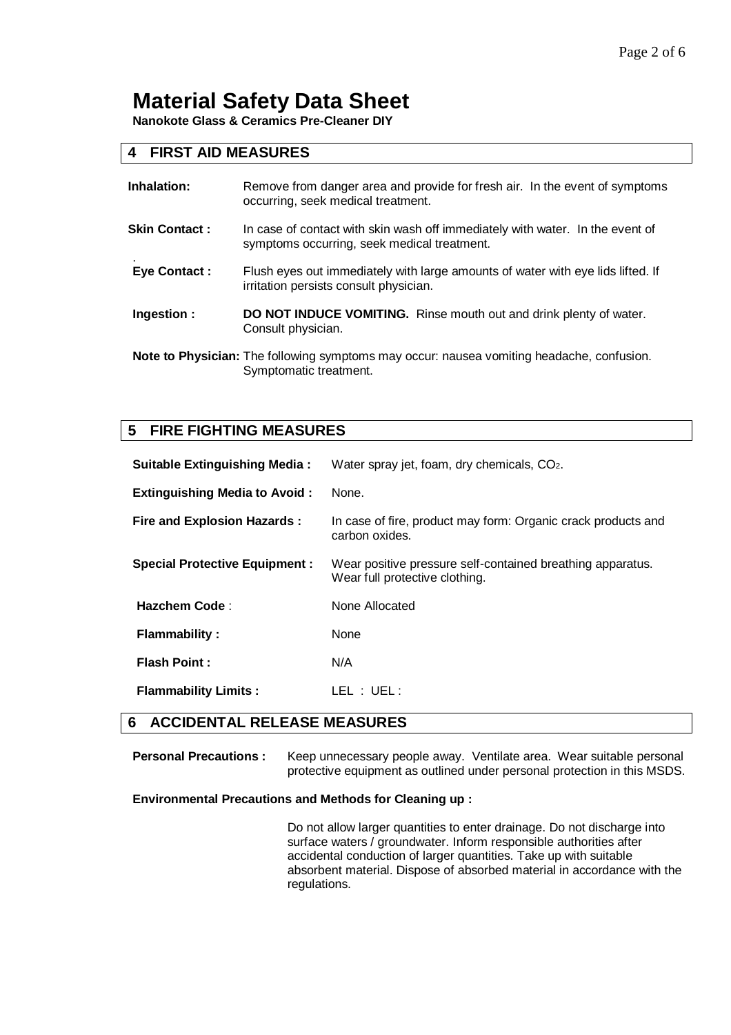# Material Safety Data Sheet

**Nanokote Glass & Ceramics Pre-Cleaner DIY**

## 4 FIRST AID MEASURES

**Inhalation:** Remove from danger area and provide for fresh air. In the event of symptoms occurring, seek medical treatment.

**Skin Contact :** In case of contact with skin wash off immediately with water. In the event of symptoms occurring, seek medical treatment.

**Eye Contact :** Flush eyes out immediately with large amounts of water with eye lids lifted. If irritation persists consult physician.

**Ingestion :** **DO NOT INDUCE VOMITING.** Rinse mouth out and drink plenty of water. Consult physician.

**Note to Physician:** The following symptoms may occur: nausea vomiting headache, confusion. Symptomatic treatment.

## 5 FIRE FIGHTING MEASURES

**Suitable Extinguishing Media :** Water spray jet, foam, dry chemicals, $CO_2$.

**Extinguishing Media to Avoid :** None.

**Fire and Explosion Hazards :** In case of fire, product may form: Organic crack products and carbon oxides.

**Special Protective Equipment :** Wear positive pressure self-contained breathing apparatus. Wear full protective clothing.

**Hazchem Code** : None Allocated

**Flammability :** None

**Flash Point :** N/A

**Flammability Limits :** LEL : UEL :

## 6 ACCIDENTAL RELEASE MEASURES

**Personal Precautions :** Keep unnecessary people away. Ventilate area. Wear suitable personal protective equipment as outlined under personal protection in this MSDS.

**Environmental Precautions and Methods for Cleaning up :**

Do not allow larger quantities to enter drainage. Do not discharge into surface waters / groundwater. Inform responsible authorities after accidental conduction of larger quantities. Take up with suitable absorbent material. Dispose of absorbed material in accordance with the regulations.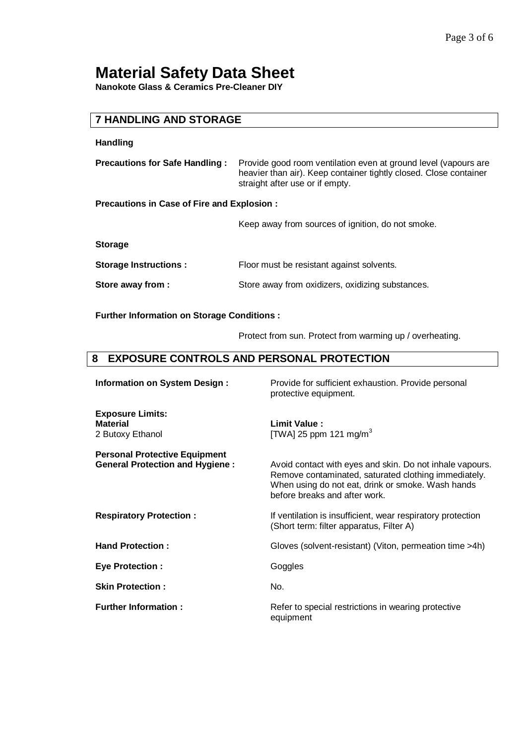# Material Safety Data Sheet

**Nanokote Glass & Ceramics Pre-Cleaner DIY**

## 7 HANDLING AND STORAGE

### Handling

**Precautions for Safe Handling :** Provide good room ventilation even at ground level (vapours are heavier than air). Keep container tightly closed. Close container straight after use or if empty.

**Precautions in Case of Fire and Explosion :**

Keep away from sources of ignition, do not smoke.

### Storage

**Storage Instructions :** Floor must be resistant against solvents.

**Store away from :** Store away from oxidizers, oxidizing substances.

**Further Information on Storage Conditions :**

Protect from sun. Protect from warming up / overheating.

## 8 EXPOSURE CONTROLS AND PERSONAL PROTECTION

**Information on System Design :** Provide for sufficient exhaustion. Provide personal protective equipment.

**Exposure Limits:**

| **Material** | **Limit Value :** |
|---|---|
| 2 Butoxy Ethanol | [TWA] 25 ppm 121 mg/m$^3$ |

**Personal Protective Equipment**

**General Protection and Hygiene :** Avoid contact with eyes and skin. Do not inhale vapours. Remove contaminated, saturated clothing immediately. When using do not eat, drink or smoke. Wash hands before breaks and after work.

**Respiratory Protection :** If ventilation is insufficient, wear respiratory protection (Short term: filter apparatus, Filter A)

**Hand Protection :** Gloves (solvent-resistant) (Viton, permeation time >4h)

**Eye Protection :** Goggles

**Skin Protection :** No.

**Further Information :** Refer to special restrictions in wearing protective equipment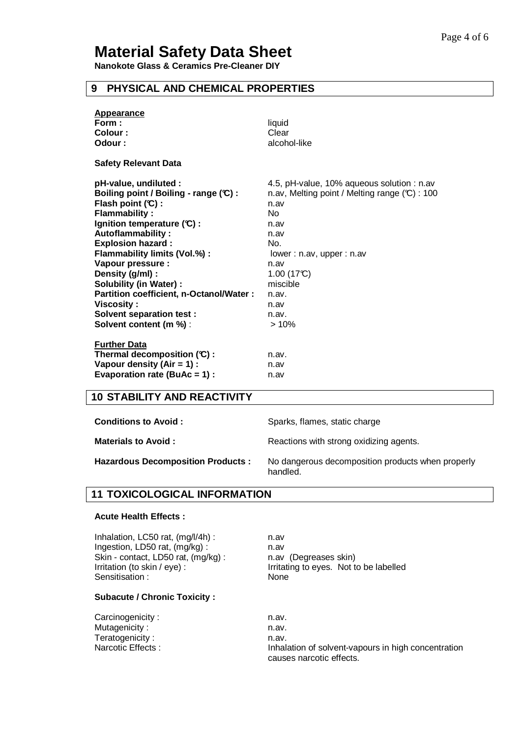# Material Safety Data Sheet

**Nanokote Glass & Ceramics Pre-Cleaner DIY**

## 9 PHYSICAL AND CHEMICAL PROPERTIES

**Appearance**

| | |
|---|---|
| **Form :** | liquid |
| **Colour :** | Clear |
| **Odour :** | alcohol-like |

**Safety Relevant Data**

| | |
|---|---|
| **pH-value, undiluted :** | 4.5, pH-value, 10% aqueous solution : n.av |
| **Boiling point / Boiling - range (℃) :** | n.av, Melting point / Melting range (℃) : 100 |
| **Flash point (℃) :** | n.av |
| **Flammability :** | No |
| **Ignition temperature (℃) :** | n.av |
| **Autoflammability :** | n.av |
| **Explosion hazard :** | No. |
| **Flammability limits (Vol.%) :** | lower : n.av, upper : n.av |
| **Vapour pressure :** | n.av |
| **Density (g/ml) :** | 1.00 (17℃) |
| **Solubility (in Water) :** | miscible |
| **Partition coefficient, n-Octanol/Water :** | n.av. |
| **Viscosity :** | n.av |
| **Solvent separation test :** | n.av. |
| **Solvent content (m %)** : | > 10% |

**Further Data**

| | |
|---|---|
| **Thermal decomposition (℃) :** | n.av. |
| **Vapour density (Air = 1) :** | n.av |
| **Evaporation rate (BuAc = 1) :** | n.av |

## 10 STABILITY AND REACTIVITY

| | |
|---|---|
| **Conditions to Avoid :** | Sparks, flames, static charge |
| **Materials to Avoid :** | Reactions with strong oxidizing agents. |
| **Hazardous Decomposition Products :** | No dangerous decomposition products when properly handled. |

## 11 TOXICOLOGICAL INFORMATION

**Acute Health Effects :**

| | |
|---|---|
| Inhalation, LC50 rat, (mg/l/4h) : | n.av |
| Ingestion, LD50 rat, (mg/kg) : | n.av |
| Skin - contact, LD50 rat, (mg/kg) : | n.av (Degreases skin) |
| Irritation (to skin / eye) : | Irritating to eyes. Not to be labelled |
| Sensitisation : | None |

**Subacute / Chronic Toxicity :**

| | |
|---|---|
| Carcinogenicity : | n.av. |
| Mutagenicity : | n.av. |
| Teratogenicity : | n.av. |
| Narcotic Effects : | Inhalation of solvent-vapours in high concentration causes narcotic effects. |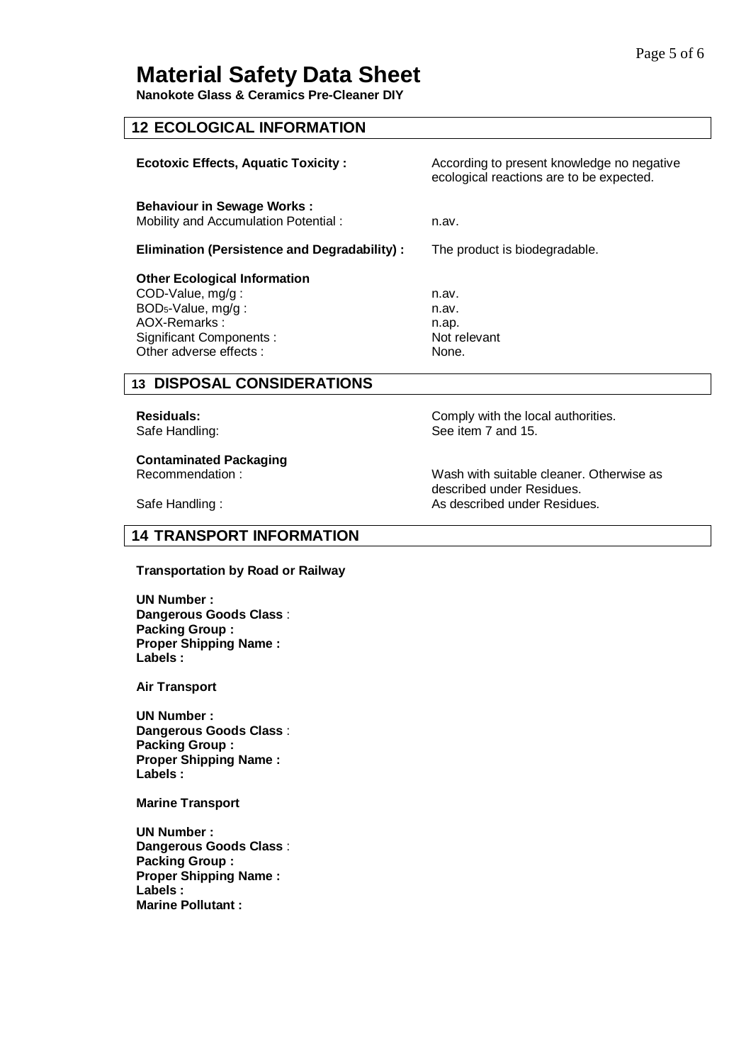# Material Safety Data Sheet

**Nanokote Glass & Ceramics Pre-Cleaner DIY**

## 12 ECOLOGICAL INFORMATION

**Ecotoxic Effects, Aquatic Toxicity :** According to present knowledge no negative ecological reactions are to be expected.

**Behaviour in Sewage Works :**
Mobility and Accumulation Potential : n.av.

**Elimination (Persistence and Degradability) :** The product is biodegradable.

**Other Ecological Information**

| | |
|---|---|
| COD-Value, mg/g : | n.av. |
| $BOD_5$-Value, mg/g : | n.av. |
| AOX-Remarks : | n.ap. |
| Significant Components : | Not relevant |
| Other adverse effects : | None. |

## 13 DISPOSAL CONSIDERATIONS

**Residuals:** Comply with the local authorities.
Safe Handling: See item 7 and 15.

**Contaminated Packaging**
Recommendation : Wash with suitable cleaner. Otherwise as described under Residues.
Safe Handling : As described under Residues.

## 14 TRANSPORT INFORMATION

**Transportation by Road or Railway**

**UN Number :**
**Dangerous Goods Class** :
**Packing Group :**
**Proper Shipping Name :**
**Labels :**

**Air Transport**

**UN Number :**
**Dangerous Goods Class** :
**Packing Group :**
**Proper Shipping Name :**
**Labels :**

**Marine Transport**

**UN Number :**
**Dangerous Goods Class** :
**Packing Group :**
**Proper Shipping Name :**
**Labels :**
**Marine Pollutant :**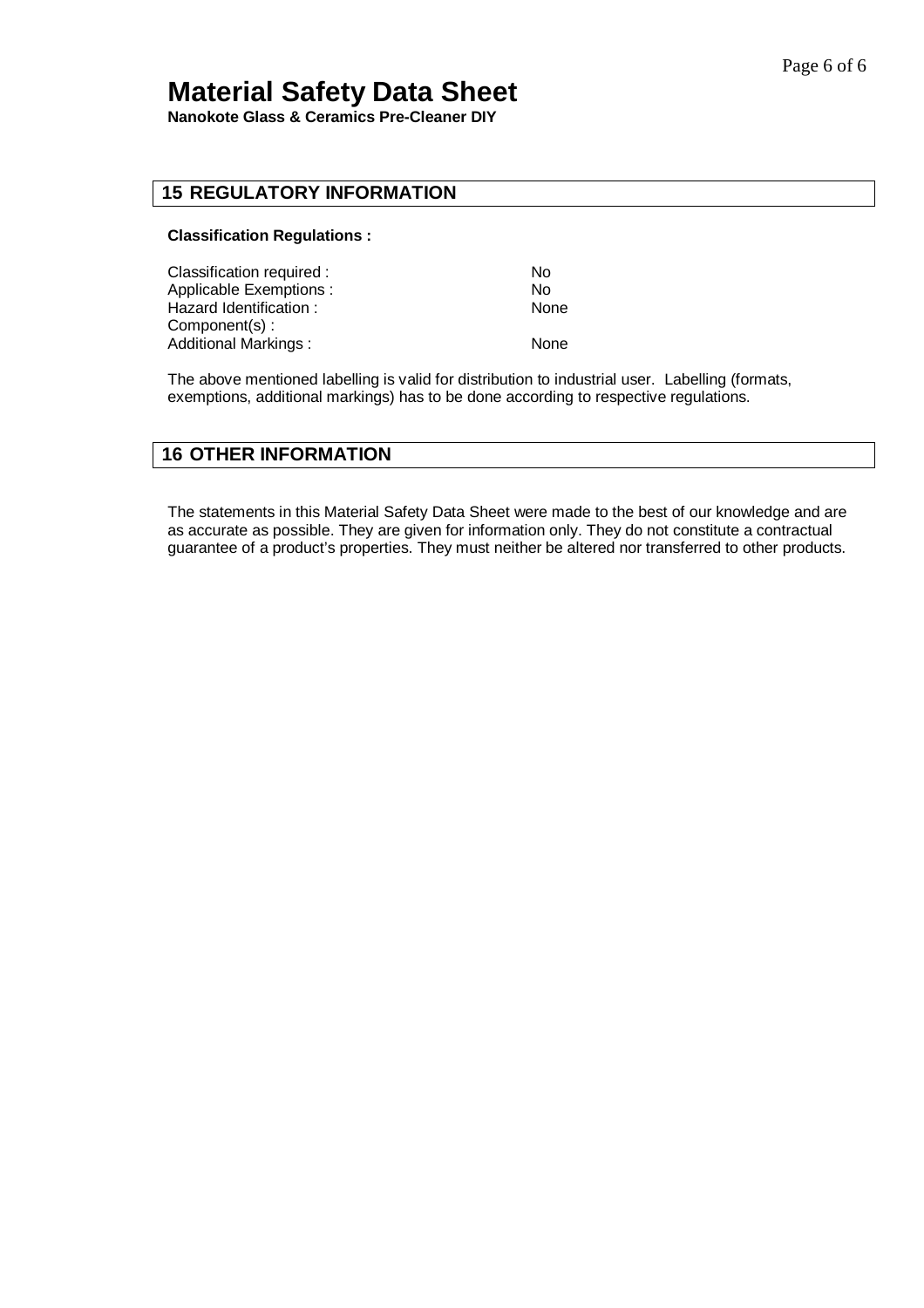# Material Safety Data Sheet

**Nanokote Glass & Ceramics Pre-Cleaner DIY**

## 15 REGULATORY INFORMATION

**Classification Regulations :**

| | |
|---|---|
| Classification required : | No |
| Applicable Exemptions : | No |
| Hazard Identification : | None |
| Component(s) : | |
| Additional Markings : | None |

The above mentioned labelling is valid for distribution to industrial user. Labelling (formats, exemptions, additional markings) has to be done according to respective regulations.

## 16 OTHER INFORMATION

The statements in this Material Safety Data Sheet were made to the best of our knowledge and are as accurate as possible. They are given for information only. They do not constitute a contractual guarantee of a product's properties. They must neither be altered nor transferred to other products.